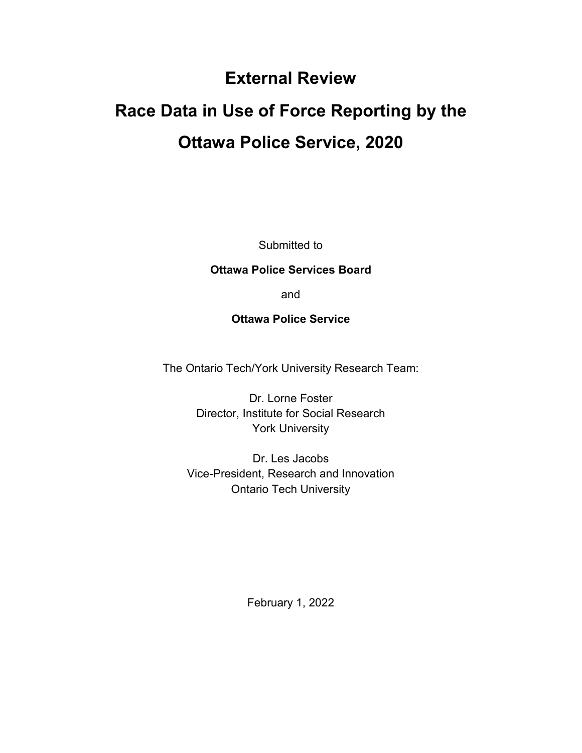# External Review

# Race Data in Use of Force Reporting by the Ottawa Police Service, 2020

Submitted to

**Ottawa Police Services Board**

and

**Ottawa Police Service**

The Ontario Tech/York University Research Team:

Dr. Lorne Foster
Director, Institute for Social Research
York University

Dr. Les Jacobs
Vice-President, Research and Innovation
Ontario Tech University

February 1, 2022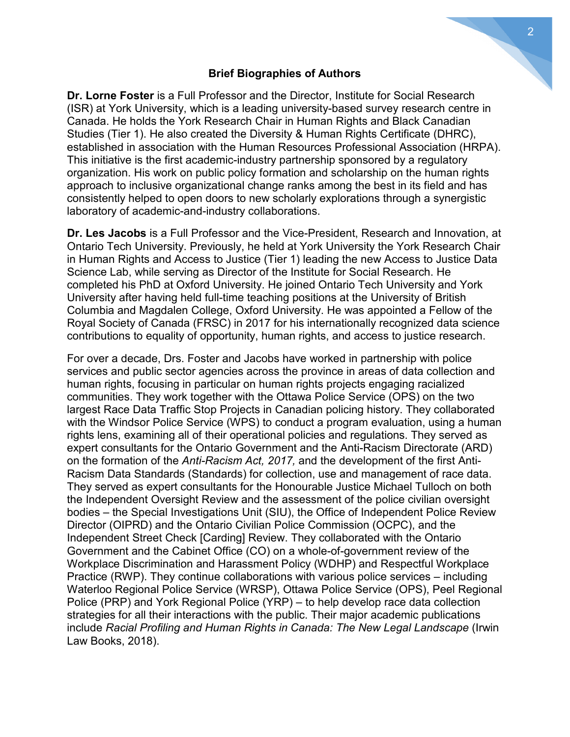## Brief Biographies of Authors

**Dr. Lorne Foster** is a Full Professor and the Director, Institute for Social Research (ISR) at York University, which is a leading university-based survey research centre in Canada. He holds the York Research Chair in Human Rights and Black Canadian Studies (Tier 1). He also created the Diversity & Human Rights Certificate (DHRC), established in association with the Human Resources Professional Association (HRPA). This initiative is the first academic-industry partnership sponsored by a regulatory organization. His work on public policy formation and scholarship on the human rights approach to inclusive organizational change ranks among the best in its field and has consistently helped to open doors to new scholarly explorations through a synergistic laboratory of academic-and-industry collaborations.

**Dr. Les Jacobs** is a Full Professor and the Vice-President, Research and Innovation, at Ontario Tech University. Previously, he held at York University the York Research Chair in Human Rights and Access to Justice (Tier 1) leading the new Access to Justice Data Science Lab, while serving as Director of the Institute for Social Research. He completed his PhD at Oxford University. He joined Ontario Tech University and York University after having held full-time teaching positions at the University of British Columbia and Magdalen College, Oxford University. He was appointed a Fellow of the Royal Society of Canada (FRSC) in 2017 for his internationally recognized data science contributions to equality of opportunity, human rights, and access to justice research.

For over a decade, Drs. Foster and Jacobs have worked in partnership with police services and public sector agencies across the province in areas of data collection and human rights, focusing in particular on human rights projects engaging racialized communities. They work together with the Ottawa Police Service (OPS) on the two largest Race Data Traffic Stop Projects in Canadian policing history. They collaborated with the Windsor Police Service (WPS) to conduct a program evaluation, using a human rights lens, examining all of their operational policies and regulations. They served as expert consultants for the Ontario Government and the Anti-Racism Directorate (ARD) on the formation of the *Anti-Racism Act, 2017,* and the development of the first Anti-Racism Data Standards (Standards) for collection, use and management of race data. They served as expert consultants for the Honourable Justice Michael Tulloch on both the Independent Oversight Review and the assessment of the police civilian oversight bodies – the Special Investigations Unit (SIU), the Office of Independent Police Review Director (OIPRD) and the Ontario Civilian Police Commission (OCPC), and the Independent Street Check [Carding] Review. They collaborated with the Ontario Government and the Cabinet Office (CO) on a whole-of-government review of the Workplace Discrimination and Harassment Policy (WDHP) and Respectful Workplace Practice (RWP). They continue collaborations with various police services – including Waterloo Regional Police Service (WRSP), Ottawa Police Service (OPS), Peel Regional Police (PRP) and York Regional Police (YRP) – to help develop race data collection strategies for all their interactions with the public. Their major academic publications include *Racial Profiling and Human Rights in Canada: The New Legal Landscape* (Irwin Law Books, 2018).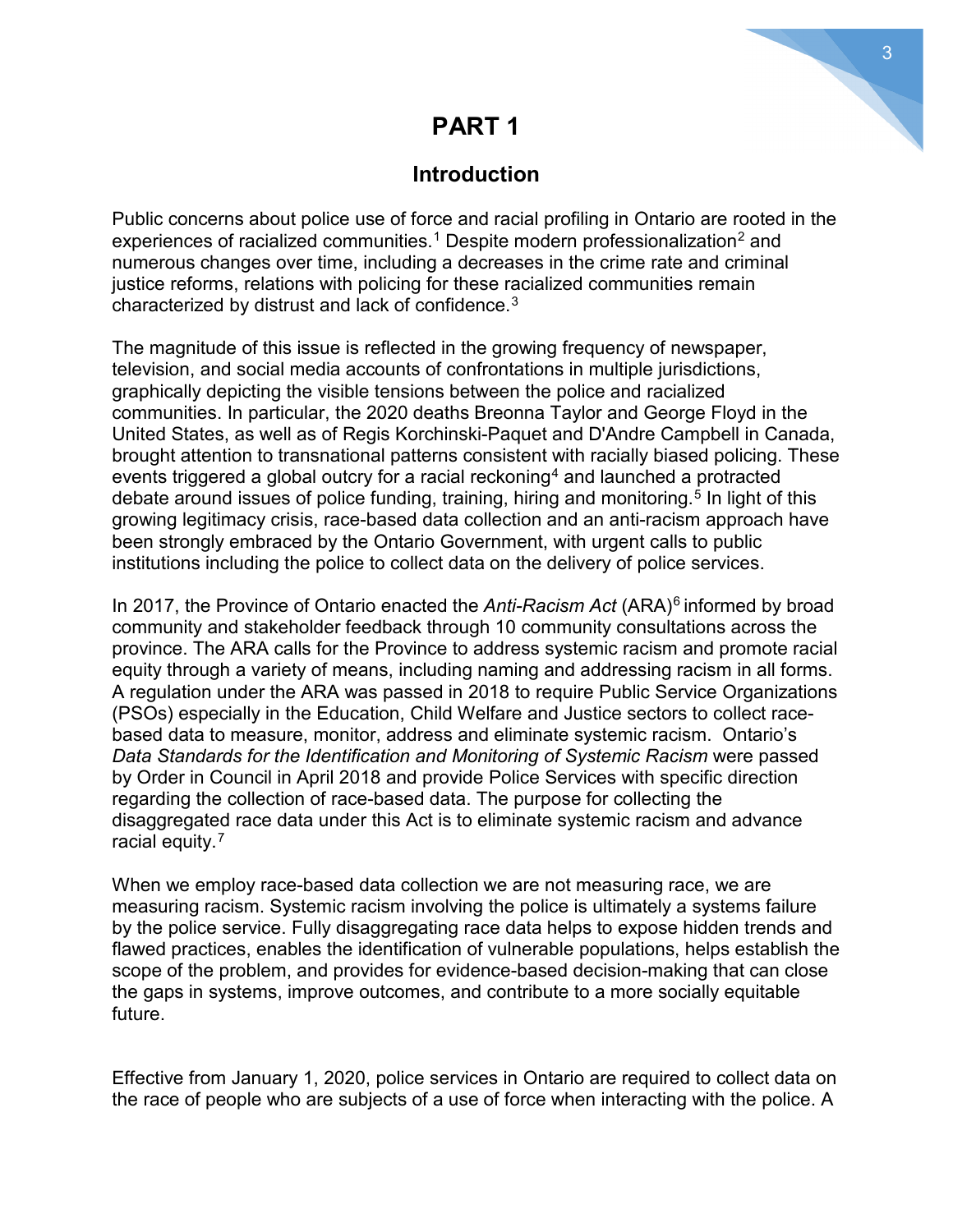# PART 1

## Introduction

Public concerns about police use of force and racial profiling in Ontario are rooted in the experiences of racialized communities.[1] Despite modern professionalization[2] and numerous changes over time, including a decreases in the crime rate and criminal justice reforms, relations with policing for these racialized communities remain characterized by distrust and lack of confidence.[3]

The magnitude of this issue is reflected in the growing frequency of newspaper, television, and social media accounts of confrontations in multiple jurisdictions, graphically depicting the visible tensions between the police and racialized communities. In particular, the 2020 deaths Breonna Taylor and George Floyd in the United States, as well as of Regis Korchinski-Paquet and D'Andre Campbell in Canada, brought attention to transnational patterns consistent with racially biased policing. These events triggered a global outcry for a racial reckoning[4] and launched a protracted debate around issues of police funding, training, hiring and monitoring.[5] In light of this growing legitimacy crisis, race-based data collection and an anti-racism approach have been strongly embraced by the Ontario Government, with urgent calls to public institutions including the police to collect data on the delivery of police services.

In 2017, the Province of Ontario enacted the *Anti-Racism Act* (ARA)[6] informed by broad community and stakeholder feedback through 10 community consultations across the province. The ARA calls for the Province to address systemic racism and promote racial equity through a variety of means, including naming and addressing racism in all forms. A regulation under the ARA was passed in 2018 to require Public Service Organizations (PSOs) especially in the Education, Child Welfare and Justice sectors to collect race-based data to measure, monitor, address and eliminate systemic racism. Ontario's *Data Standards for the Identification and Monitoring of Systemic Racism* were passed by Order in Council in April 2018 and provide Police Services with specific direction regarding the collection of race-based data. The purpose for collecting the disaggregated race data under this Act is to eliminate systemic racism and advance racial equity.[7]

When we employ race-based data collection we are not measuring race, we are measuring racism. Systemic racism involving the police is ultimately a systems failure by the police service. Fully disaggregating race data helps to expose hidden trends and flawed practices, enables the identification of vulnerable populations, helps establish the scope of the problem, and provides for evidence-based decision-making that can close the gaps in systems, improve outcomes, and contribute to a more socially equitable future.

Effective from January 1, 2020, police services in Ontario are required to collect data on the race of people who are subjects of a use of force when interacting with the police. A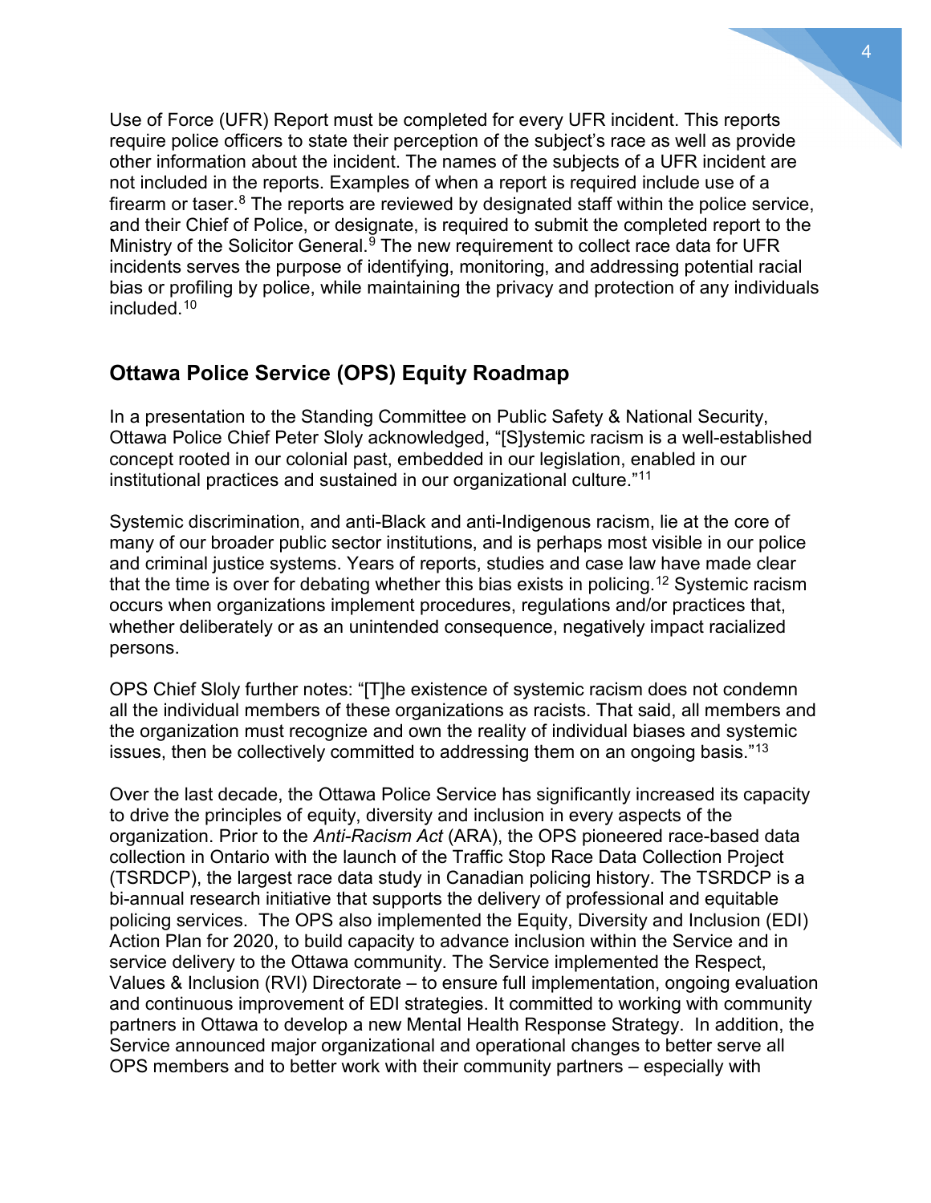Use of Force (UFR) Report must be completed for every UFR incident. This reports require police officers to state their perception of the subject's race as well as provide other information about the incident. The names of the subjects of a UFR incident are not included in the reports. Examples of when a report is required include use of a firearm or taser.[8] The reports are reviewed by designated staff within the police service, and their Chief of Police, or designate, is required to submit the completed report to the Ministry of the Solicitor General.[9] The new requirement to collect race data for UFR incidents serves the purpose of identifying, monitoring, and addressing potential racial bias or profiling by police, while maintaining the privacy and protection of any individuals included.[10]

## Ottawa Police Service (OPS) Equity Roadmap

In a presentation to the Standing Committee on Public Safety & National Security, Ottawa Police Chief Peter Sloly acknowledged, "[S]ystemic racism is a well-established concept rooted in our colonial past, embedded in our legislation, enabled in our institutional practices and sustained in our organizational culture."[11]

Systemic discrimination, and anti-Black and anti-Indigenous racism, lie at the core of many of our broader public sector institutions, and is perhaps most visible in our police and criminal justice systems. Years of reports, studies and case law have made clear that the time is over for debating whether this bias exists in policing.[12] Systemic racism occurs when organizations implement procedures, regulations and/or practices that, whether deliberately or as an unintended consequence, negatively impact racialized persons.

OPS Chief Sloly further notes: "[T]he existence of systemic racism does not condemn all the individual members of these organizations as racists. That said, all members and the organization must recognize and own the reality of individual biases and systemic issues, then be collectively committed to addressing them on an ongoing basis."[13]

Over the last decade, the Ottawa Police Service has significantly increased its capacity to drive the principles of equity, diversity and inclusion in every aspects of the organization. Prior to the *Anti-Racism Act* (ARA), the OPS pioneered race-based data collection in Ontario with the launch of the Traffic Stop Race Data Collection Project (TSRDCP), the largest race data study in Canadian policing history. The TSRDCP is a bi-annual research initiative that supports the delivery of professional and equitable policing services. The OPS also implemented the Equity, Diversity and Inclusion (EDI) Action Plan for 2020, to build capacity to advance inclusion within the Service and in service delivery to the Ottawa community. The Service implemented the Respect, Values & Inclusion (RVI) Directorate – to ensure full implementation, ongoing evaluation and continuous improvement of EDI strategies. It committed to working with community partners in Ottawa to develop a new Mental Health Response Strategy. In addition, the Service announced major organizational and operational changes to better serve all OPS members and to better work with their community partners – especially with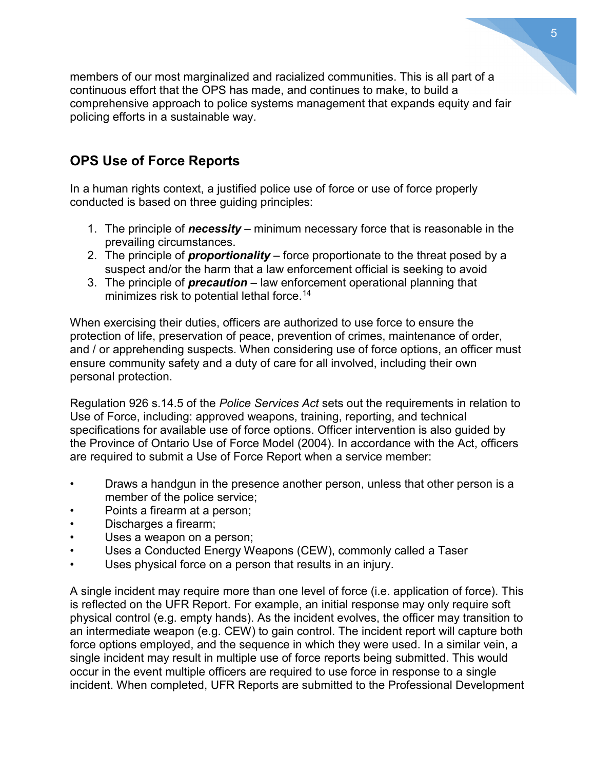members of our most marginalized and racialized communities. This is all part of a continuous effort that the OPS has made, and continues to make, to build a comprehensive approach to police systems management that expands equity and fair policing efforts in a sustainable way.

## OPS Use of Force Reports

In a human rights context, a justified police use of force or use of force properly conducted is based on three guiding principles:

1. The principle of ***necessity*** – minimum necessary force that is reasonable in the prevailing circumstances.
2. The principle of ***proportionality*** – force proportionate to the threat posed by a suspect and/or the harm that a law enforcement official is seeking to avoid
3. The principle of ***precaution*** – law enforcement operational planning that minimizes risk to potential lethal force.[14]

When exercising their duties, officers are authorized to use force to ensure the protection of life, preservation of peace, prevention of crimes, maintenance of order, and / or apprehending suspects. When considering use of force options, an officer must ensure community safety and a duty of care for all involved, including their own personal protection.

Regulation 926 s.14.5 of the *Police Services Act* sets out the requirements in relation to Use of Force, including: approved weapons, training, reporting, and technical specifications for available use of force options. Officer intervention is also guided by the Province of Ontario Use of Force Model (2004). In accordance with the Act, officers are required to submit a Use of Force Report when a service member:

- Draws a handgun in the presence another person, unless that other person is a member of the police service;
- Points a firearm at a person;
- Discharges a firearm;
- Uses a weapon on a person;
- Uses a Conducted Energy Weapons (CEW), commonly called a Taser
- Uses physical force on a person that results in an injury.

A single incident may require more than one level of force (i.e. application of force). This is reflected on the UFR Report. For example, an initial response may only require soft physical control (e.g. empty hands). As the incident evolves, the officer may transition to an intermediate weapon (e.g. CEW) to gain control. The incident report will capture both force options employed, and the sequence in which they were used. In a similar vein, a single incident may result in multiple use of force reports being submitted. This would occur in the event multiple officers are required to use force in response to a single incident. When completed, UFR Reports are submitted to the Professional Development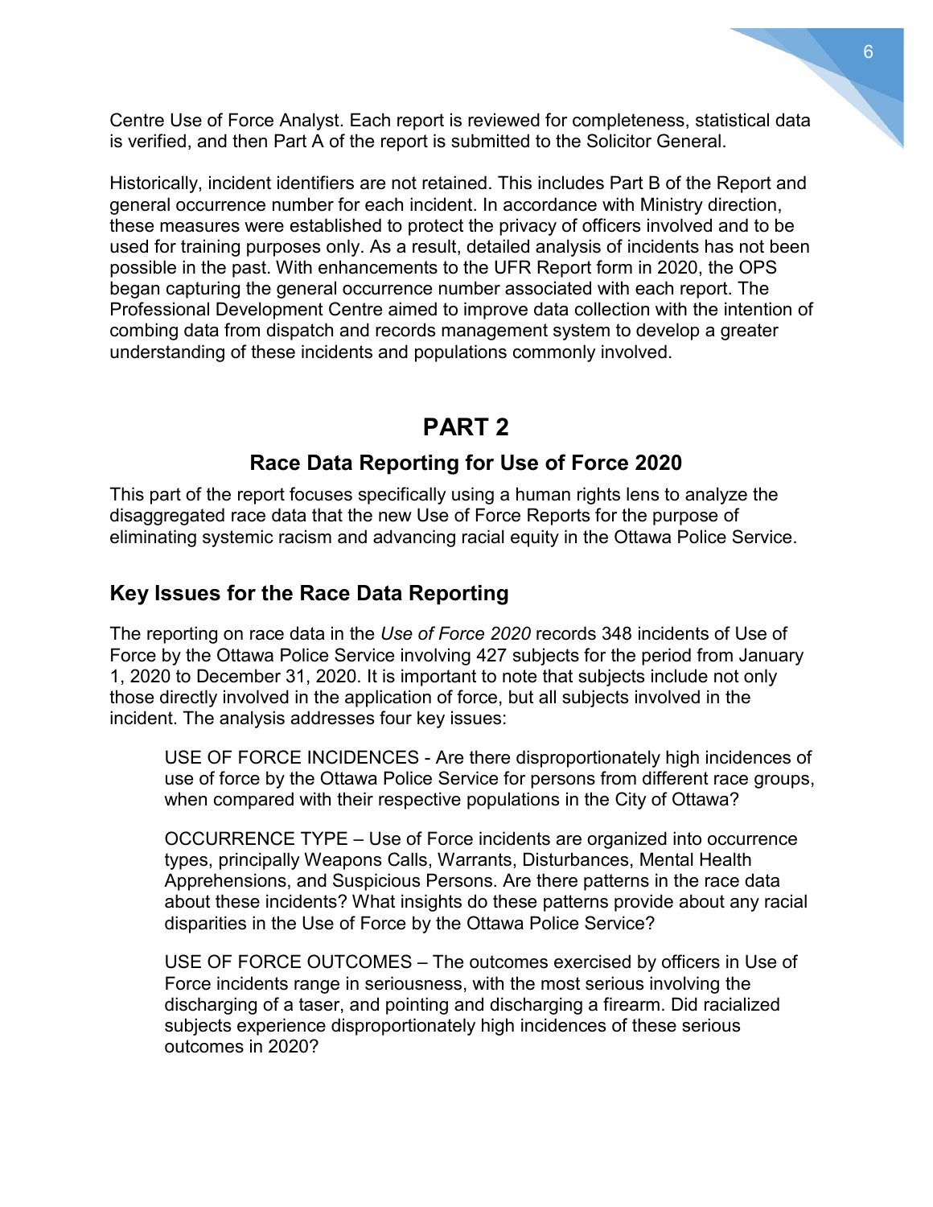Centre Use of Force Analyst. Each report is reviewed for completeness, statistical data is verified, and then Part A of the report is submitted to the Solicitor General.

Historically, incident identifiers are not retained. This includes Part B of the Report and general occurrence number for each incident. In accordance with Ministry direction, these measures were established to protect the privacy of officers involved and to be used for training purposes only. As a result, detailed analysis of incidents has not been possible in the past. With enhancements to the UFR Report form in 2020, the OPS began capturing the general occurrence number associated with each report. The Professional Development Centre aimed to improve data collection with the intention of combing data from dispatch and records management system to develop a greater understanding of these incidents and populations commonly involved.

# PART 2

## Race Data Reporting for Use of Force 2020

This part of the report focuses specifically using a human rights lens to analyze the disaggregated race data that the new Use of Force Reports for the purpose of eliminating systemic racism and advancing racial equity in the Ottawa Police Service.

## Key Issues for the Race Data Reporting

The reporting on race data in the *Use of Force 2020* records 348 incidents of Use of Force by the Ottawa Police Service involving 427 subjects for the period from January 1, 2020 to December 31, 2020. It is important to note that subjects include not only those directly involved in the application of force, but all subjects involved in the incident. The analysis addresses four key issues:

> USE OF FORCE INCIDENCES - Are there disproportionately high incidences of use of force by the Ottawa Police Service for persons from different race groups, when compared with their respective populations in the City of Ottawa?
>
> OCCURRENCE TYPE – Use of Force incidents are organized into occurrence types, principally Weapons Calls, Warrants, Disturbances, Mental Health Apprehensions, and Suspicious Persons. Are there patterns in the race data about these incidents? What insights do these patterns provide about any racial disparities in the Use of Force by the Ottawa Police Service?
>
> USE OF FORCE OUTCOMES – The outcomes exercised by officers in Use of Force incidents range in seriousness, with the most serious involving the discharging of a taser, and pointing and discharging a firearm. Did racialized subjects experience disproportionately high incidences of these serious outcomes in 2020?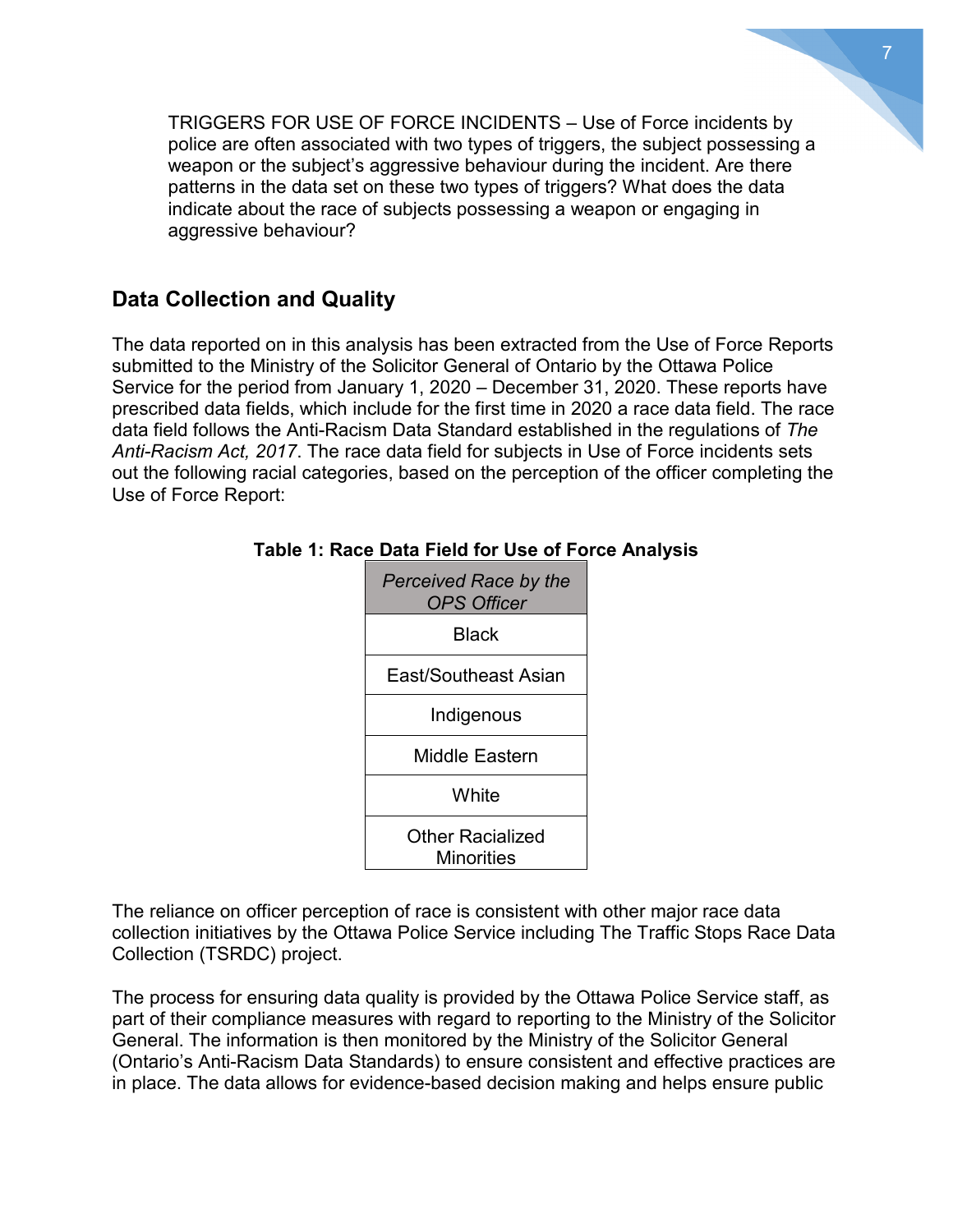TRIGGERS FOR USE OF FORCE INCIDENTS – Use of Force incidents by police are often associated with two types of triggers, the subject possessing a weapon or the subject's aggressive behaviour during the incident. Are there patterns in the data set on these two types of triggers? What does the data indicate about the race of subjects possessing a weapon or engaging in aggressive behaviour?

## Data Collection and Quality

The data reported on in this analysis has been extracted from the Use of Force Reports submitted to the Ministry of the Solicitor General of Ontario by the Ottawa Police Service for the period from January 1, 2020 – December 31, 2020. These reports have prescribed data fields, which include for the first time in 2020 a race data field. The race data field follows the Anti-Racism Data Standard established in the regulations of *The Anti-Racism Act, 2017*. The race data field for subjects in Use of Force incidents sets out the following racial categories, based on the perception of the officer completing the Use of Force Report:

**Table 1: Race Data Field for Use of Force Analysis**

| *Perceived Race by the OPS Officer* |
| --- |
| Black |
| East/Southeast Asian |
| Indigenous |
| Middle Eastern |
| White |
| Other Racialized Minorities |

The reliance on officer perception of race is consistent with other major race data collection initiatives by the Ottawa Police Service including The Traffic Stops Race Data Collection (TSRDC) project.

The process for ensuring data quality is provided by the Ottawa Police Service staff, as part of their compliance measures with regard to reporting to the Ministry of the Solicitor General. The information is then monitored by the Ministry of the Solicitor General (Ontario's Anti-Racism Data Standards) to ensure consistent and effective practices are in place. The data allows for evidence-based decision making and helps ensure public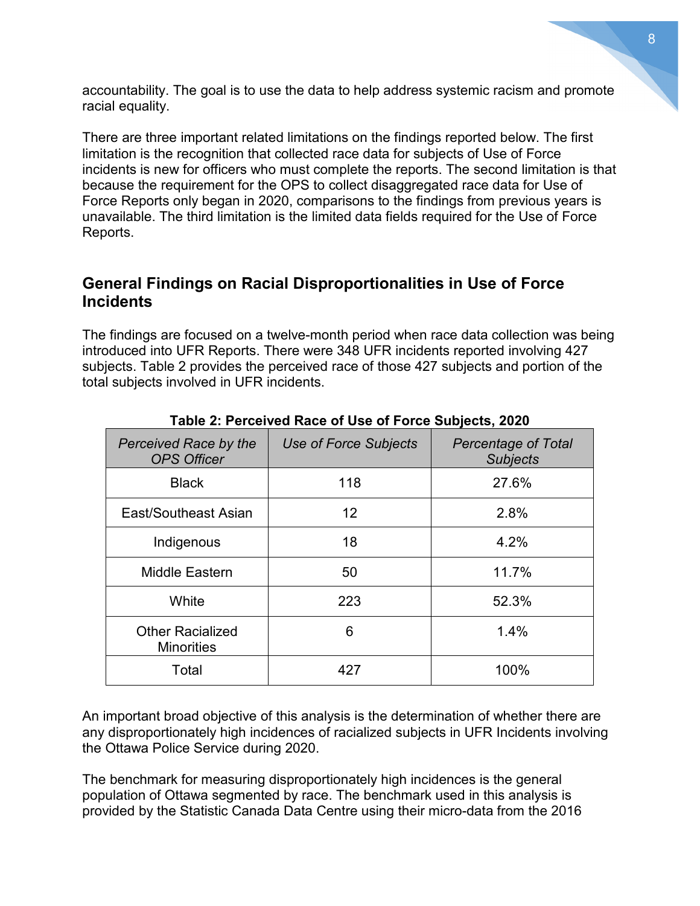accountability. The goal is to use the data to help address systemic racism and promote racial equality.

There are three important related limitations on the findings reported below. The first limitation is the recognition that collected race data for subjects of Use of Force incidents is new for officers who must complete the reports. The second limitation is that because the requirement for the OPS to collect disaggregated race data for Use of Force Reports only began in 2020, comparisons to the findings from previous years is unavailable. The third limitation is the limited data fields required for the Use of Force Reports.

## General Findings on Racial Disproportionalities in Use of Force Incidents

The findings are focused on a twelve-month period when race data collection was being introduced into UFR Reports. There were 348 UFR incidents reported involving 427 subjects. Table 2 provides the perceived race of those 427 subjects and portion of the total subjects involved in UFR incidents.

**Table 2: Perceived Race of Use of Force Subjects, 2020**

| *Perceived Race by the OPS Officer* | *Use of Force Subjects* | *Percentage of Total Subjects* |
|---|---|---|
| Black | 118 | 27.6% |
| East/Southeast Asian | 12 | 2.8% |
| Indigenous | 18 | 4.2% |
| Middle Eastern | 50 | 11.7% |
| White | 223 | 52.3% |
| Other Racialized Minorities | 6 | 1.4% |
| Total | 427 | 100% |

An important broad objective of this analysis is the determination of whether there are any disproportionately high incidences of racialized subjects in UFR Incidents involving the Ottawa Police Service during 2020.

The benchmark for measuring disproportionately high incidences is the general population of Ottawa segmented by race. The benchmark used in this analysis is provided by the Statistic Canada Data Centre using their micro-data from the 2016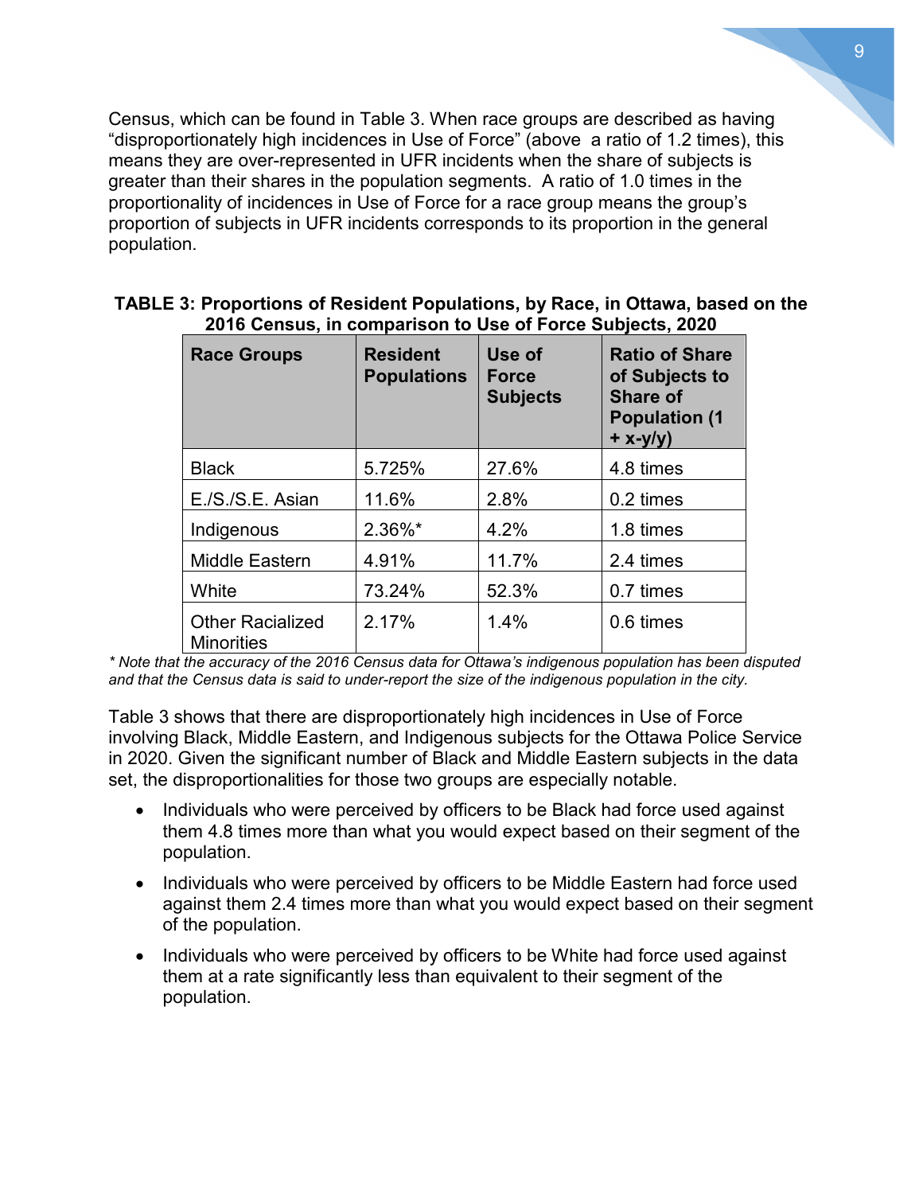Census, which can be found in Table 3. When race groups are described as having “disproportionately high incidences in Use of Force” (above a ratio of 1.2 times), this means they are over-represented in UFR incidents when the share of subjects is greater than their shares in the population segments. A ratio of 1.0 times in the proportionality of incidences in Use of Force for a race group means the group’s proportion of subjects in UFR incidents corresponds to its proportion in the general population.

**TABLE 3: Proportions of Resident Populations, by Race, in Ottawa, based on the 2016 Census, in comparison to Use of Force Subjects, 2020**

| Race Groups | Resident Populations | Use of Force Subjects | Ratio of Share of Subjects to Share of Population (1 + x-y/y) |
|---|---|---|---|
| Black | 5.725% | 27.6% | 4.8 times |
| E./S./S.E. Asian | 11.6% | 2.8% | 0.2 times |
| Indigenous | 2.36%* | 4.2% | 1.8 times |
| Middle Eastern | 4.91% | 11.7% | 2.4 times |
| White | 73.24% | 52.3% | 0.7 times |
| Other Racialized Minorities | 2.17% | 1.4% | 0.6 times |

*\* Note that the accuracy of the 2016 Census data for Ottawa’s indigenous population has been disputed and that the Census data is said to under-report the size of the indigenous population in the city.*

Table 3 shows that there are disproportionately high incidences in Use of Force involving Black, Middle Eastern, and Indigenous subjects for the Ottawa Police Service in 2020. Given the significant number of Black and Middle Eastern subjects in the data set, the disproportionalities for those two groups are especially notable.

- Individuals who were perceived by officers to be Black had force used against them 4.8 times more than what you would expect based on their segment of the population.
- Individuals who were perceived by officers to be Middle Eastern had force used against them 2.4 times more than what you would expect based on their segment of the population.
- Individuals who were perceived by officers to be White had force used against them at a rate significantly less than equivalent to their segment of the population.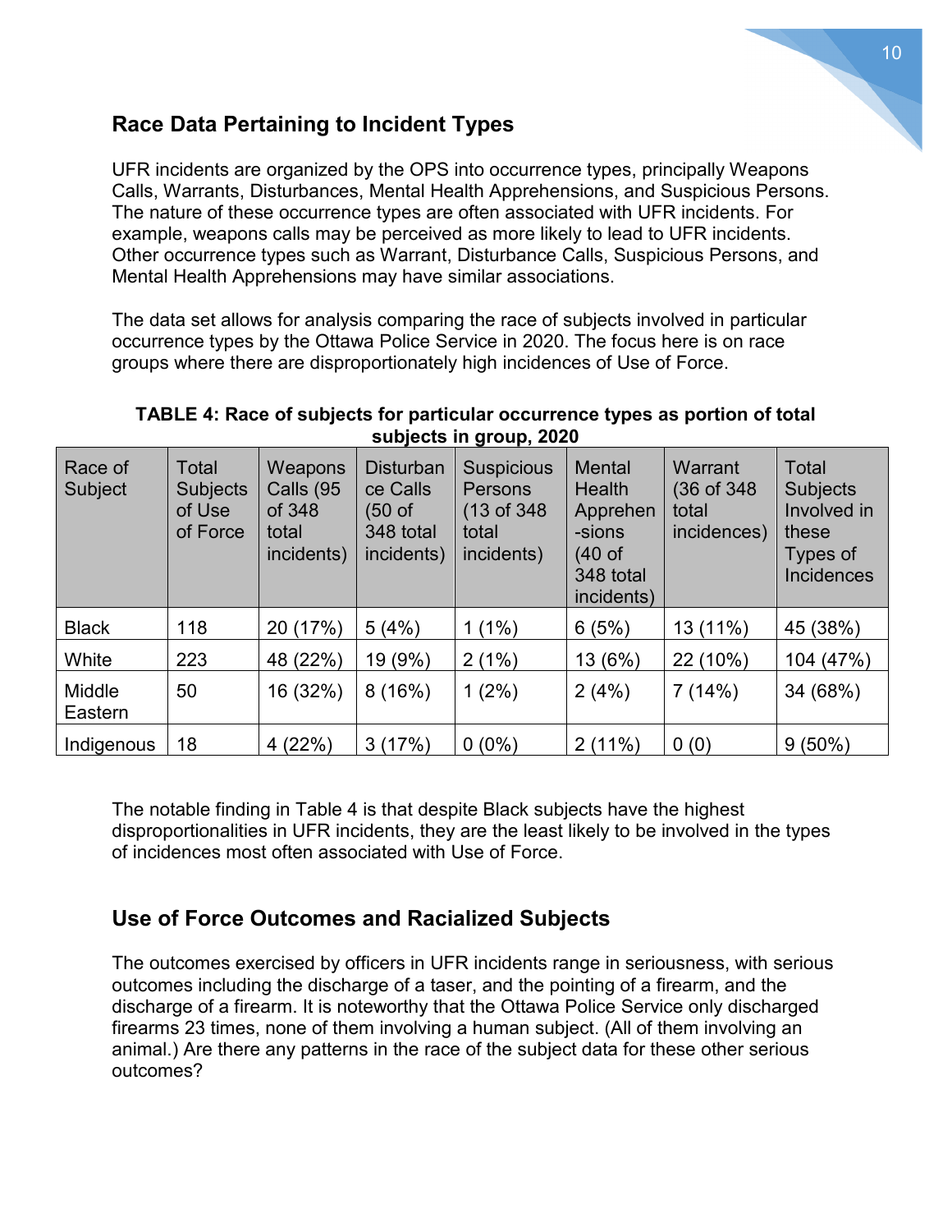## Race Data Pertaining to Incident Types

UFR incidents are organized by the OPS into occurrence types, principally Weapons Calls, Warrants, Disturbances, Mental Health Apprehensions, and Suspicious Persons. The nature of these occurrence types are often associated with UFR incidents. For example, weapons calls may be perceived as more likely to lead to UFR incidents. Other occurrence types such as Warrant, Disturbance Calls, Suspicious Persons, and Mental Health Apprehensions may have similar associations.

The data set allows for analysis comparing the race of subjects involved in particular occurrence types by the Ottawa Police Service in 2020. The focus here is on race groups where there are disproportionately high incidences of Use of Force.

**TABLE 4: Race of subjects for particular occurrence types as portion of total subjects in group, 2020**

| Race of Subject | Total Subjects of Use of Force | Weapons Calls (95 of 348 total incidents) | Disturbance Calls (50 of 348 total incidents) | Suspicious Persons (13 of 348 total incidents) | Mental Health Apprehen-sions (40 of 348 total incidents) | Warrant (36 of 348 total incidences) | Total Subjects Involved in these Types of Incidences |
|---|---|---|---|---|---|---|---|
| Black | 118 | 20 (17%) | 5 (4%) | 1 (1%) | 6 (5%) | 13 (11%) | 45 (38%) |
| White | 223 | 48 (22%) | 19 (9%) | 2 (1%) | 13 (6%) | 22 (10%) | 104 (47%) |
| Middle Eastern | 50 | 16 (32%) | 8 (16%) | 1 (2%) | 2 (4%) | 7 (14%) | 34 (68%) |
| Indigenous | 18 | 4 (22%) | 3 (17%) | 0 (0%) | 2 (11%) | 0 (0) | 9 (50%) |

The notable finding in Table 4 is that despite Black subjects have the highest disproportionalities in UFR incidents, they are the least likely to be involved in the types of incidences most often associated with Use of Force.

## Use of Force Outcomes and Racialized Subjects

The outcomes exercised by officers in UFR incidents range in seriousness, with serious outcomes including the discharge of a taser, and the pointing of a firearm, and the discharge of a firearm. It is noteworthy that the Ottawa Police Service only discharged firearms 23 times, none of them involving a human subject. (All of them involving an animal.) Are there any patterns in the race of the subject data for these other serious outcomes?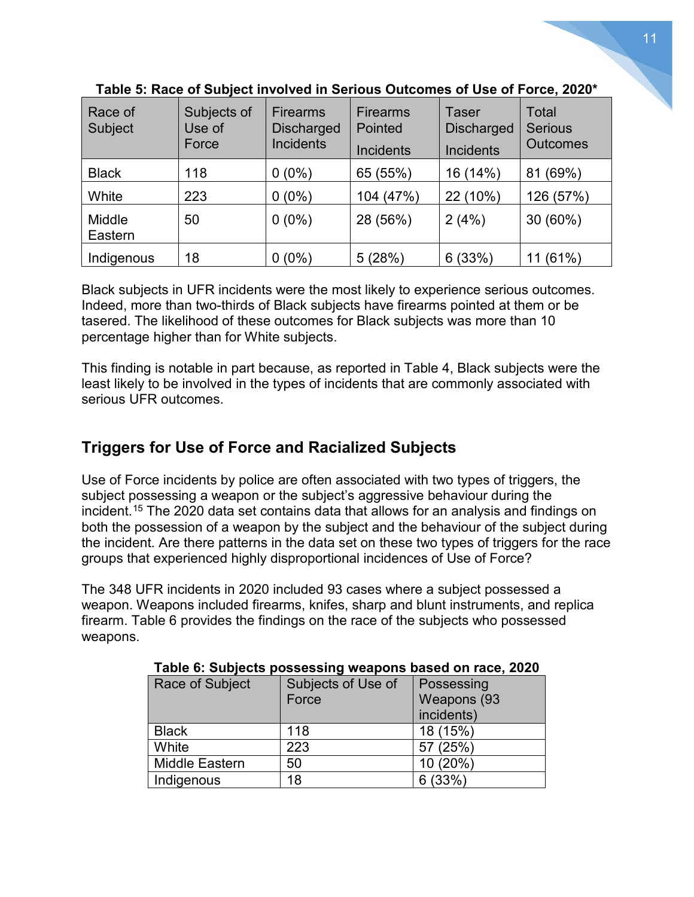**Table 5: Race of Subject involved in Serious Outcomes of Use of Force, 2020***

| Race of Subject | Subjects of Use of Force | Firearms Discharged Incidents | Firearms Pointed Incidents | Taser Discharged Incidents | Total Serious Outcomes |
|---|---|---|---|---|---|
| Black | 118 | 0 (0%) | 65 (55%) | 16 (14%) | 81 (69%) |
| White | 223 | 0 (0%) | 104 (47%) | 22 (10%) | 126 (57%) |
| Middle Eastern | 50 | 0 (0%) | 28 (56%) | 2 (4%) | 30 (60%) |
| Indigenous | 18 | 0 (0%) | 5 (28%) | 6 (33%) | 11 (61%) |

Black subjects in UFR incidents were the most likely to experience serious outcomes. Indeed, more than two-thirds of Black subjects have firearms pointed at them or be tasered. The likelihood of these outcomes for Black subjects was more than 10 percentage higher than for White subjects.

This finding is notable in part because, as reported in Table 4, Black subjects were the least likely to be involved in the types of incidents that are commonly associated with serious UFR outcomes.

## Triggers for Use of Force and Racialized Subjects

Use of Force incidents by police are often associated with two types of triggers, the subject possessing a weapon or the subject's aggressive behaviour during the incident.[15] The 2020 data set contains data that allows for an analysis and findings on both the possession of a weapon by the subject and the behaviour of the subject during the incident. Are there patterns in the data set on these two types of triggers for the race groups that experienced highly disproportional incidences of Use of Force?

The 348 UFR incidents in 2020 included 93 cases where a subject possessed a weapon. Weapons included firearms, knifes, sharp and blunt instruments, and replica firearm. Table 6 provides the findings on the race of the subjects who possessed weapons.

**Table 6: Subjects possessing weapons based on race, 2020**

| Race of Subject | Subjects of Use of Force | Possessing Weapons (93 incidents) |
|---|---|---|
| Black | 118 | 18 (15%) |
| White | 223 | 57 (25%) |
| Middle Eastern | 50 | 10 (20%) |
| Indigenous | 18 | 6 (33%) |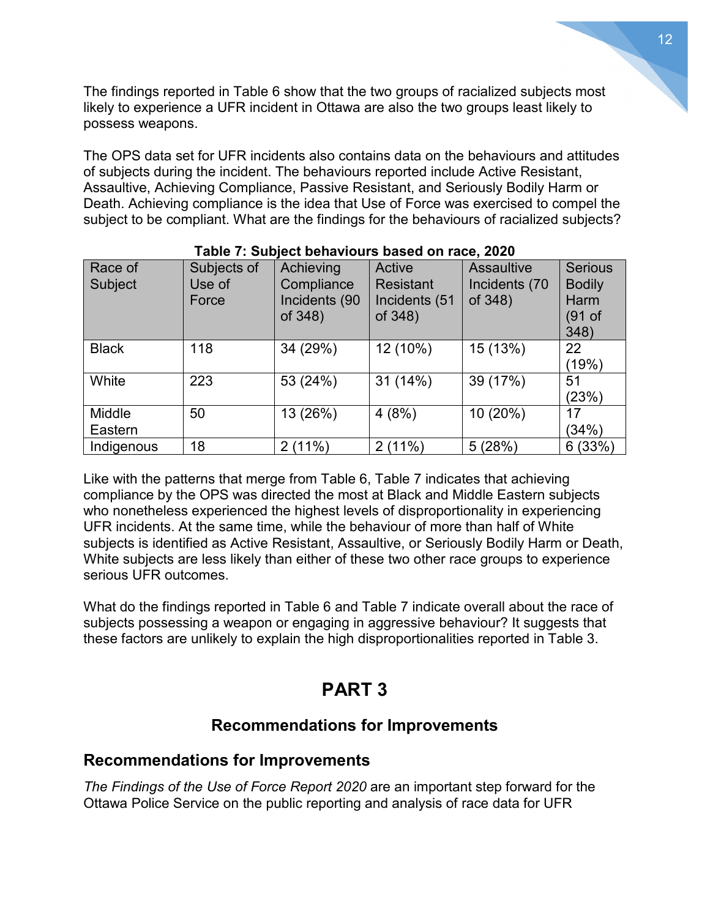The findings reported in Table 6 show that the two groups of racialized subjects most likely to experience a UFR incident in Ottawa are also the two groups least likely to possess weapons.

The OPS data set for UFR incidents also contains data on the behaviours and attitudes of subjects during the incident. The behaviours reported include Active Resistant, Assaultive, Achieving Compliance, Passive Resistant, and Seriously Bodily Harm or Death. Achieving compliance is the idea that Use of Force was exercised to compel the subject to be compliant. What are the findings for the behaviours of racialized subjects?

**Table 7: Subject behaviours based on race, 2020**

| Race of Subject | Subjects of Use of Force | Achieving Compliance Incidents (90 of 348) | Active Resistant Incidents (51 of 348) | Assaultive Incidents (70 of 348) | Serious Bodily Harm (91 of 348) |
|---|---|---|---|---|---|
| Black | 118 | 34 (29%) | 12 (10%) | 15 (13%) | 22 (19%) |
| White | 223 | 53 (24%) | 31 (14%) | 39 (17%) | 51 (23%) |
| Middle Eastern | 50 | 13 (26%) | 4 (8%) | 10 (20%) | 17 (34%) |
| Indigenous | 18 | 2 (11%) | 2 (11%) | 5 (28%) | 6 (33%) |

Like with the patterns that merge from Table 6, Table 7 indicates that achieving compliance by the OPS was directed the most at Black and Middle Eastern subjects who nonetheless experienced the highest levels of disproportionality in experiencing UFR incidents. At the same time, while the behaviour of more than half of White subjects is identified as Active Resistant, Assaultive, or Seriously Bodily Harm or Death, White subjects are less likely than either of these two other race groups to experience serious UFR outcomes.

What do the findings reported in Table 6 and Table 7 indicate overall about the race of subjects possessing a weapon or engaging in aggressive behaviour? It suggests that these factors are unlikely to explain the high disproportionalities reported in Table 3.

# PART 3

## Recommendations for Improvements

## Recommendations for Improvements

*The Findings of the Use of Force Report 2020* are an important step forward for the Ottawa Police Service on the public reporting and analysis of race data for UFR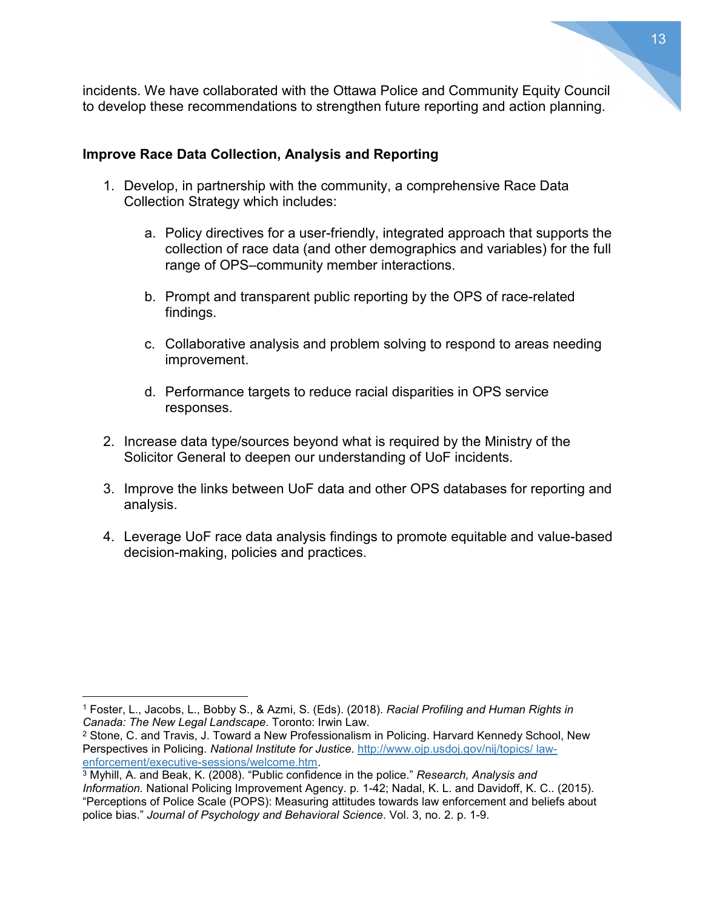incidents. We have collaborated with the Ottawa Police and Community Equity Council to develop these recommendations to strengthen future reporting and action planning.

**Improve Race Data Collection, Analysis and Reporting**

1. Develop, in partnership with the community, a comprehensive Race Data Collection Strategy which includes:

    a. Policy directives for a user-friendly, integrated approach that supports the collection of race data (and other demographics and variables) for the full range of OPS–community member interactions.

    b. Prompt and transparent public reporting by the OPS of race-related findings.

    c. Collaborative analysis and problem solving to respond to areas needing improvement.

    d. Performance targets to reduce racial disparities in OPS service responses.

2. Increase data type/sources beyond what is required by the Ministry of the Solicitor General to deepen our understanding of UoF incidents.

3. Improve the links between UoF data and other OPS databases for reporting and analysis.

4. Leverage UoF race data analysis findings to promote equitable and value-based decision-making, policies and practices.

---

[1] Foster, L., Jacobs, L., Bobby S., & Azmi, S. (Eds). (2018). *Racial Profiling and Human Rights in Canada: The New Legal Landscape*. Toronto: Irwin Law.

[2] Stone, C. and Travis, J. Toward a New Professionalism in Policing. Harvard Kennedy School, New Perspectives in Policing. *National Institute for Justice*. http://www.ojp.usdoj.gov/nij/topics/ law-enforcement/executive-sessions/welcome.htm.

[3] Myhill, A. and Beak, K. (2008). "Public confidence in the police." *Research, Analysis and Information.* National Policing Improvement Agency. p. 1-42; Nadal, K. L. and Davidoff, K. C.. (2015). "Perceptions of Police Scale (POPS): Measuring attitudes towards law enforcement and beliefs about police bias." *Journal of Psychology and Behavioral Science*. Vol. 3, no. 2. p. 1-9.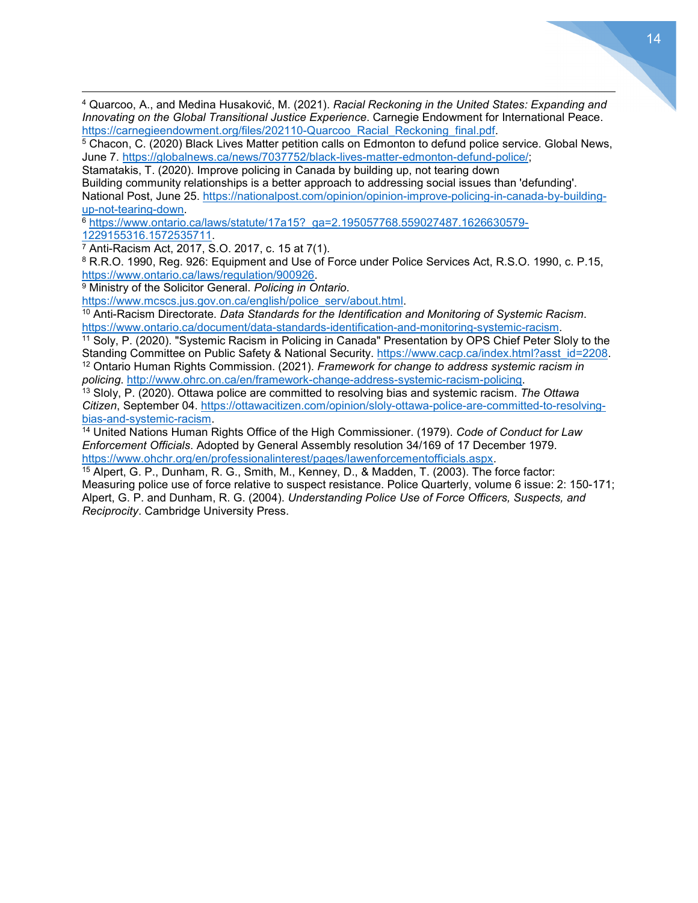[4] Quarcoo, A., and Medina Husaković, M. (2021). *Racial Reckoning in the United States: Expanding and Innovating on the Global Transitional Justice Experience*. Carnegie Endowment for International Peace. https://carnegieendowment.org/files/202110-Quarcoo_Racial_Reckoning_final.pdf.

[5] Chacon, C. (2020) Black Lives Matter petition calls on Edmonton to defund police service. Global News, June 7. https://globalnews.ca/news/7037752/black-lives-matter-edmonton-defund-police/;
Stamatakis, T. (2020). Improve policing in Canada by building up, not tearing down
Building community relationships is a better approach to addressing social issues than 'defunding'. National Post, June 25. https://nationalpost.com/opinion/opinion-improve-policing-in-canada-by-building-up-not-tearing-down.

[6] https://www.ontario.ca/laws/statute/17a15?_ga=2.195057768.559027487.1626630579-1229155316.1572535711.

[7] Anti-Racism Act, 2017, S.O. 2017, c. 15 at 7(1).

[8] R.R.O. 1990, Reg. 926: Equipment and Use of Force under Police Services Act, R.S.O. 1990, c. P.15, https://www.ontario.ca/laws/regulation/900926.

[9] Ministry of the Solicitor General. *Policing in Ontario*.
https://www.mcscs.jus.gov.on.ca/english/police_serv/about.html.

[10] Anti-Racism Directorate. *Data Standards for the Identification and Monitoring of Systemic Racism*. https://www.ontario.ca/document/data-standards-identification-and-monitoring-systemic-racism.

[11] Soly, P. (2020). "Systemic Racism in Policing in Canada" Presentation by OPS Chief Peter Sloly to the Standing Committee on Public Safety & National Security. https://www.cacp.ca/index.html?asst_id=2208.

[12] Ontario Human Rights Commission. (2021). *Framework for change to address systemic racism in policing*. http://www.ohrc.on.ca/en/framework-change-address-systemic-racism-policing.

[13] Sloly, P. (2020). Ottawa police are committed to resolving bias and systemic racism. *The Ottawa Citizen*, September 04. https://ottawacitizen.com/opinion/sloly-ottawa-police-are-committed-to-resolving-bias-and-systemic-racism.

[14] United Nations Human Rights Office of the High Commissioner. (1979). *Code of Conduct for Law Enforcement Officials*. Adopted by General Assembly resolution 34/169 of 17 December 1979. https://www.ohchr.org/en/professionalinterest/pages/lawenforcementofficials.aspx.

[15] Alpert, G. P., Dunham, R. G., Smith, M., Kenney, D., & Madden, T. (2003). The force factor: Measuring police use of force relative to suspect resistance. Police Quarterly, volume 6 issue: 2: 150-171; Alpert, G. P. and Dunham, R. G. (2004). *Understanding Police Use of Force Officers, Suspects, and Reciprocity*. Cambridge University Press.